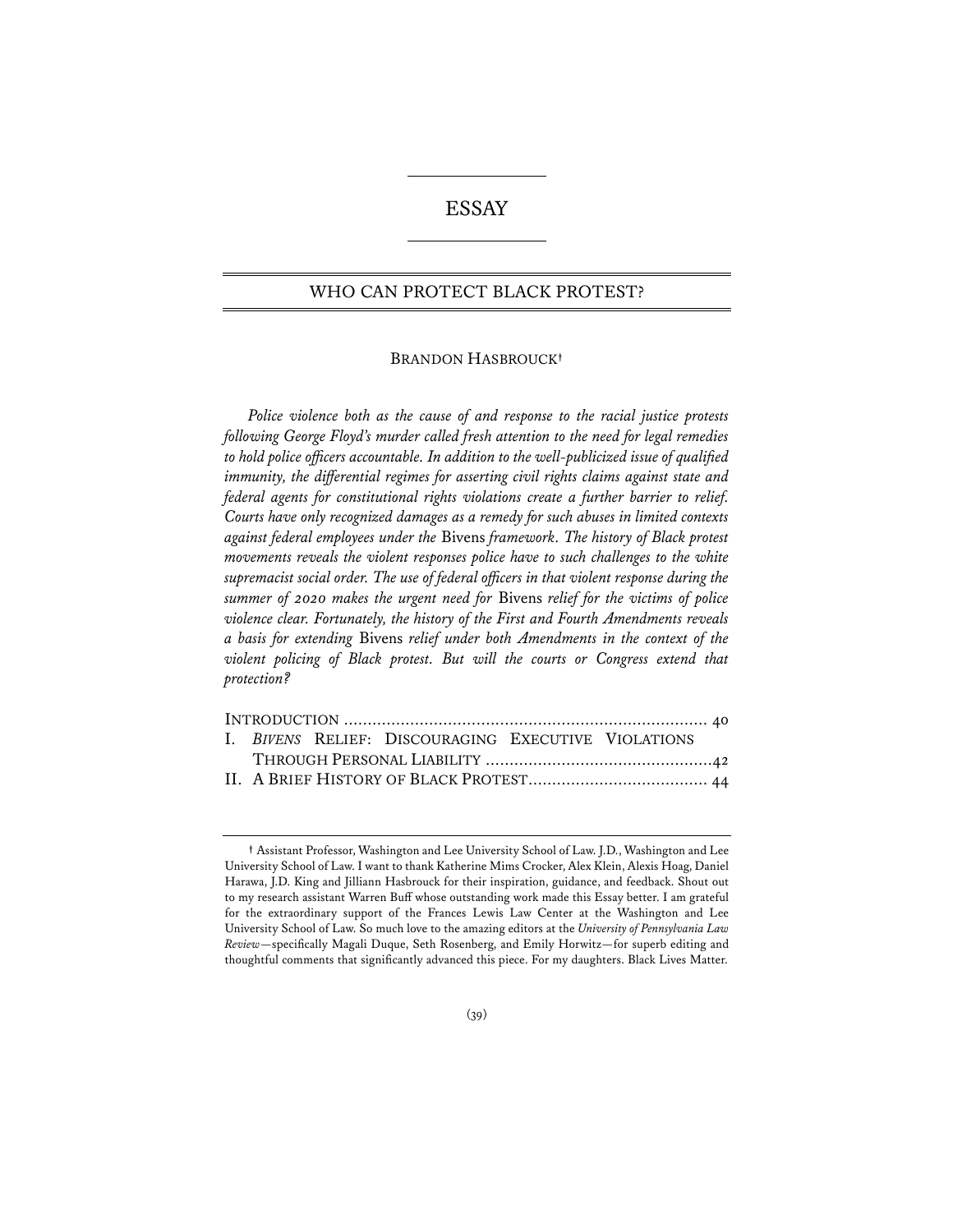ESSAY

# WHO CAN PROTECT BLACK PROTEST?

BRANDON HASBROUCK†

*Police violence both as the cause of and response to the racial justice protests following George Floyd's murder called fresh attention to the need for legal remedies to hold police officers accountable. In addition to the well-publicized issue of qualified immunity, the differential regimes for asserting civil rights claims against state and federal agents for constitutional rights violations create a further barrier to relief. Courts have only recognized damages as a remedy for such abuses in limited contexts against federal employees under the* Bivens *framework. The history of Black protest movements reveals the violent responses police have to such challenges to the white supremacist social order. The use of federal officers in that violent response during the summer of 2020 makes the urgent need for* Bivens *relief for the victims of police violence clear. Fortunately, the history of the First and Fourth Amendments reveals a basis for extending* Bivens *relief under both Amendments in the context of the violent policing of Black protest. But will the courts or Congress extend that protection?*

INTRODUCTION ............................................................................ 40
I. *BIVENS* RELIEF: DISCOURAGING EXECUTIVE VIOLATIONS THROUGH PERSONAL LIABILITY ................................................42
II. A BRIEF HISTORY OF BLACK PROTEST..................................... 44

† Assistant Professor, Washington and Lee University School of Law. J.D., Washington and Lee University School of Law. I want to thank Katherine Mims Crocker, Alex Klein, Alexis Hoag, Daniel Harawa, J.D. King and Jilliann Hasbrouck for their inspiration, guidance, and feedback. Shout out to my research assistant Warren Buff whose outstanding work made this Essay better. I am grateful for the extraordinary support of the Frances Lewis Law Center at the Washington and Lee University School of Law. So much love to the amazing editors at the *University of Pennsylvania Law Review*—specifically Magali Duque, Seth Rosenberg, and Emily Horwitz—for superb editing and thoughtful comments that significantly advanced this piece. For my daughters. Black Lives Matter.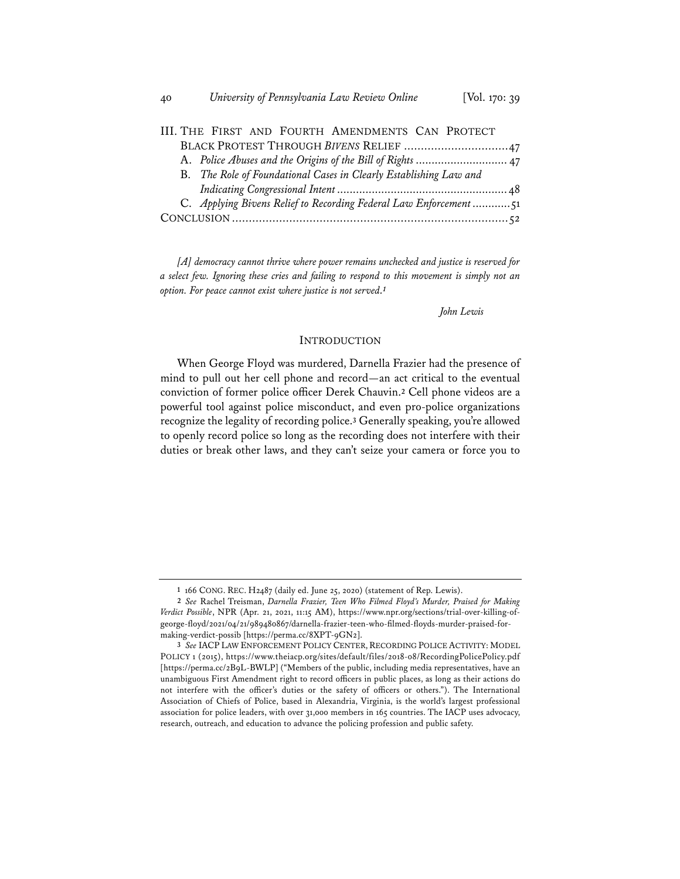III. THE FIRST AND FOURTH AMENDMENTS CAN PROTECT BLACK PROTEST THROUGH *BIVENS* RELIEF ............................... 47

A. *Police Abuses and the Origins of the Bill of Rights* ............................ 47

B. *The Role of Foundational Cases in Clearly Establishing Law and Indicating Congressional Intent* .................................................... 48

C. *Applying Bivens Relief to Recording Federal Law Enforcement* ............ 51

CONCLUSION .................................................................................. 52

*[A] democracy cannot thrive where power remains unchecked and justice is reserved for a select few. Ignoring these cries and failing to respond to this movement is simply not an option. For peace cannot exist where justice is not served.*[1]

*John Lewis*

## INTRODUCTION

When George Floyd was murdered, Darnella Frazier had the presence of mind to pull out her cell phone and record—an act critical to the eventual conviction of former police officer Derek Chauvin.[2] Cell phone videos are a powerful tool against police misconduct, and even pro-police organizations recognize the legality of recording police.[3] Generally speaking, you're allowed to openly record police so long as the recording does not interfere with their duties or break other laws, and they can't seize your camera or force you to

---

1 166 CONG. REC. H2487 (daily ed. June 25, 2020) (statement of Rep. Lewis).

2 *See* Rachel Treisman, *Darnella Frazier, Teen Who Filmed Floyd's Murder, Praised for Making Verdict Possible*, NPR (Apr. 21, 2021, 11:15 AM), https://www.npr.org/sections/trial-over-killing-of-george-floyd/2021/04/21/989480867/darnella-frazier-teen-who-filmed-floyds-murder-praised-for-making-verdict-possib [https://perma.cc/8XPT-9GN2].

3 *See* IACP LAW ENFORCEMENT POLICY CENTER, RECORDING POLICE ACTIVITY: MODEL POLICY 1 (2015), https://www.theiacp.org/sites/default/files/2018-08/RecordingPolicePolicy.pdf [https://perma.cc/2B9L-BWLP] ("Members of the public, including media representatives, have an unambiguous First Amendment right to record officers in public places, as long as their actions do not interfere with the officer's duties or the safety of officers or others."). The International Association of Chiefs of Police, based in Alexandria, Virginia, is the world's largest professional association for police leaders, with over 31,000 members in 165 countries. The IACP uses advocacy, research, outreach, and education to advance the policing profession and public safety.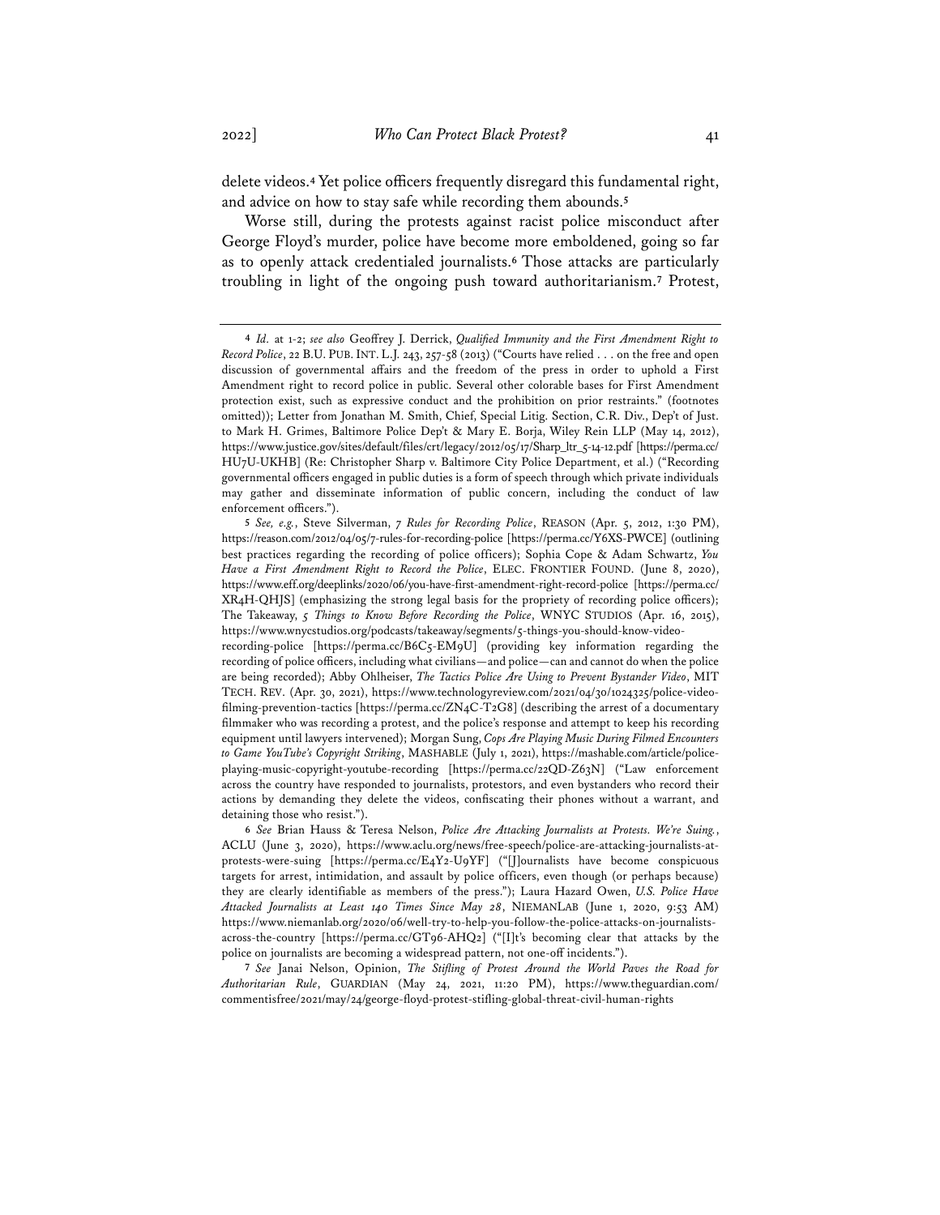delete videos.[4] Yet police officers frequently disregard this fundamental right, and advice on how to stay safe while recording them abounds.[5]

Worse still, during the protests against racist police misconduct after George Floyd's murder, police have become more emboldened, going so far as to openly attack credentialed journalists.[6] Those attacks are particularly troubling in light of the ongoing push toward authoritarianism.[7] Protest,

---

4 *Id.* at 1-2; *see also* Geoffrey J. Derrick, *Qualified Immunity and the First Amendment Right to Record Police*, 22 B.U. PUB. INT. L.J. 243, 257-58 (2013) ("Courts have relied . . . on the free and open discussion of governmental affairs and the freedom of the press in order to uphold a First Amendment right to record police in public. Several other colorable bases for First Amendment protection exist, such as expressive conduct and the prohibition on prior restraints." (footnotes omitted)); Letter from Jonathan M. Smith, Chief, Special Litig. Section, C.R. Div., Dep't of Just. to Mark H. Grimes, Baltimore Police Dep't & Mary E. Borja, Wiley Rein LLP (May 14, 2012), https://www.justice.gov/sites/default/files/crt/legacy/2012/05/17/Sharp_ltr_5-14-12.pdf [https://perma.cc/HU7U-UKHB] (Re: Christopher Sharp v. Baltimore City Police Department, et al.) ("Recording governmental officers engaged in public duties is a form of speech through which private individuals may gather and disseminate information of public concern, including the conduct of law enforcement officers.").

5 *See, e.g.*, Steve Silverman, *7 Rules for Recording Police*, REASON (Apr. 5, 2012, 1:30 PM), https://reason.com/2012/04/05/7-rules-for-recording-police [https://perma.cc/Y6XS-PWCE] (outlining best practices regarding the recording of police officers); Sophia Cope & Adam Schwartz, *You Have a First Amendment Right to Record the Police*, ELEC. FRONTIER FOUND. (June 8, 2020), https://www.eff.org/deeplinks/2020/06/you-have-first-amendment-right-record-police [https://perma.cc/XR4H-QHJS] (emphasizing the strong legal basis for the propriety of recording police officers); The Takeaway, *5 Things to Know Before Recording the Police*, WNYC STUDIOS (Apr. 16, 2015), https://www.wnycstudios.org/podcasts/takeaway/segments/5-things-you-should-know-video-recording-police [https://perma.cc/B6C5-EM9U] (providing key information regarding the recording of police officers, including what civilians—and police—can and cannot do when the police are being recorded); Abby Ohlheiser, *The Tactics Police Are Using to Prevent Bystander Video*, MIT TECH. REV. (Apr. 30, 2021), https://www.technologyreview.com/2021/04/30/1024325/police-video-filming-prevention-tactics [https://perma.cc/ZN4C-T2G8] (describing the arrest of a documentary filmmaker who was recording a protest, and the police's response and attempt to keep his recording equipment until lawyers intervened); Morgan Sung, *Cops Are Playing Music During Filmed Encounters to Game YouTube's Copyright Striking*, MASHABLE (July 1, 2021), https://mashable.com/article/police-playing-music-copyright-youtube-recording [https://perma.cc/22QD-Z63N] ("Law enforcement across the country have responded to journalists, protestors, and even bystanders who record their actions by demanding they delete the videos, confiscating their phones without a warrant, and detaining those who resist.").

6 *See* Brian Hauss & Teresa Nelson, *Police Are Attacking Journalists at Protests. We're Suing.*, ACLU (June 3, 2020), https://www.aclu.org/news/free-speech/police-are-attacking-journalists-at-protests-were-suing [https://perma.cc/E4Y2-U9YF] ("[J]ournalists have become conspicuous targets for arrest, intimidation, and assault by police officers, even though (or perhaps because) they are clearly identifiable as members of the press."); Laura Hazard Owen, *U.S. Police Have Attacked Journalists at Least 140 Times Since May 28*, NIEMANLAB (June 1, 2020, 9:53 AM) https://www.niemanlab.org/2020/06/well-try-to-help-you-follow-the-police-attacks-on-journalists-across-the-country [https://perma.cc/GT96-AHQ2] ("[I]t's becoming clear that attacks by the police on journalists are becoming a widespread pattern, not one-off incidents.").

7 *See* Janai Nelson, Opinion, *The Stifling of Protest Around the World Paves the Road for Authoritarian Rule*, GUARDIAN (May 24, 2021, 11:20 PM), https://www.theguardian.com/commentisfree/2021/may/24/george-floyd-protest-stifling-global-threat-civil-human-rights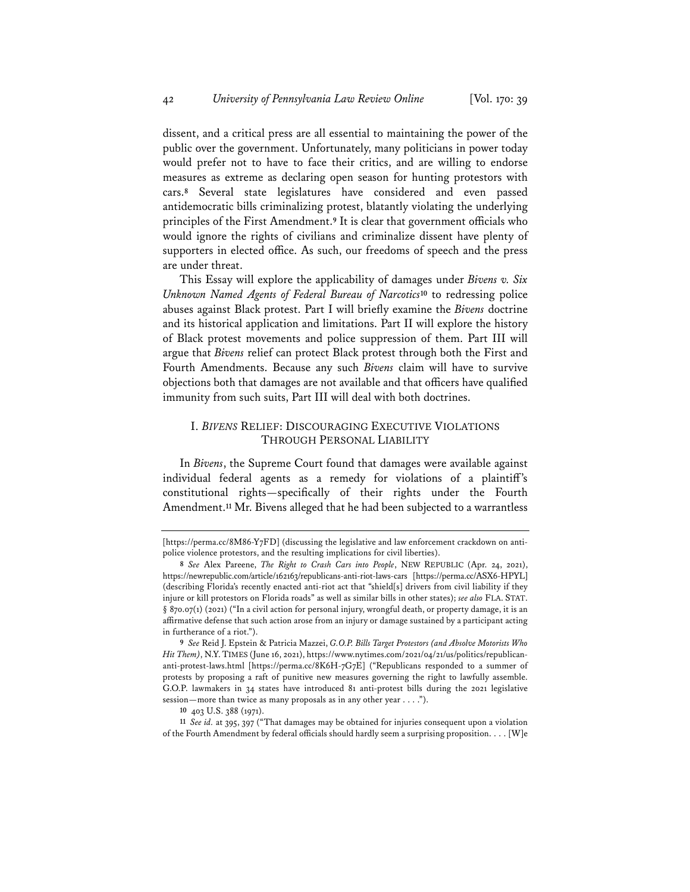dissent, and a critical press are all essential to maintaining the power of the public over the government. Unfortunately, many politicians in power today would prefer not to have to face their critics, and are willing to endorse measures as extreme as declaring open season for hunting protestors with cars.[8] Several state legislatures have considered and even passed antidemocratic bills criminalizing protest, blatantly violating the underlying principles of the First Amendment.[9] It is clear that government officials who would ignore the rights of civilians and criminalize dissent have plenty of supporters in elected office. As such, our freedoms of speech and the press are under threat.

This Essay will explore the applicability of damages under *Bivens v. Six Unknown Named Agents of Federal Bureau of Narcotics*[10] to redressing police abuses against Black protest. Part I will briefly examine the *Bivens* doctrine and its historical application and limitations. Part II will explore the history of Black protest movements and police suppression of them. Part III will argue that *Bivens* relief can protect Black protest through both the First and Fourth Amendments. Because any such *Bivens* claim will have to survive objections both that damages are not available and that officers have qualified immunity from such suits, Part III will deal with both doctrines.

## I. *BIVENS* RELIEF: DISCOURAGING EXECUTIVE VIOLATIONS THROUGH PERSONAL LIABILITY

In *Bivens*, the Supreme Court found that damages were available against individual federal agents as a remedy for violations of a plaintiff's constitutional rights—specifically of their rights under the Fourth Amendment.[11] Mr. Bivens alleged that he had been subjected to a warrantless

---

[https://perma.cc/8M86-Y7FD] (discussing the legislative and law enforcement crackdown on anti-police violence protestors, and the resulting implications for civil liberties).

8 *See* Alex Pareene, *The Right to Crash Cars into People*, NEW REPUBLIC (Apr. 24, 2021), https://newrepublic.com/article/162163/republicans-anti-riot-laws-cars [https://perma.cc/ASX6-HPYL] (describing Florida's recently enacted anti-riot act that "shield[s] drivers from civil liability if they injure or kill protestors on Florida roads" as well as similar bills in other states); *see also* FLA. STAT. § 870.07(1) (2021) ("In a civil action for personal injury, wrongful death, or property damage, it is an affirmative defense that such action arose from an injury or damage sustained by a participant acting in furtherance of a riot.").

9 *See* Reid J. Epstein & Patricia Mazzei, *G.O.P. Bills Target Protestors (and Absolve Motorists Who Hit Them)*, N.Y. TIMES (June 16, 2021), https://www.nytimes.com/2021/04/21/us/politics/republican-anti-protest-laws.html [https://perma.cc/8K6H-7G7E] ("Republicans responded to a summer of protests by proposing a raft of punitive new measures governing the right to lawfully assemble. G.O.P. lawmakers in 34 states have introduced 81 anti-protest bills during the 2021 legislative session—more than twice as many proposals as in any other year . . . .").

10 403 U.S. 388 (1971).

11 *See id.* at 395, 397 ("That damages may be obtained for injuries consequent upon a violation of the Fourth Amendment by federal officials should hardly seem a surprising proposition. . . . [W]e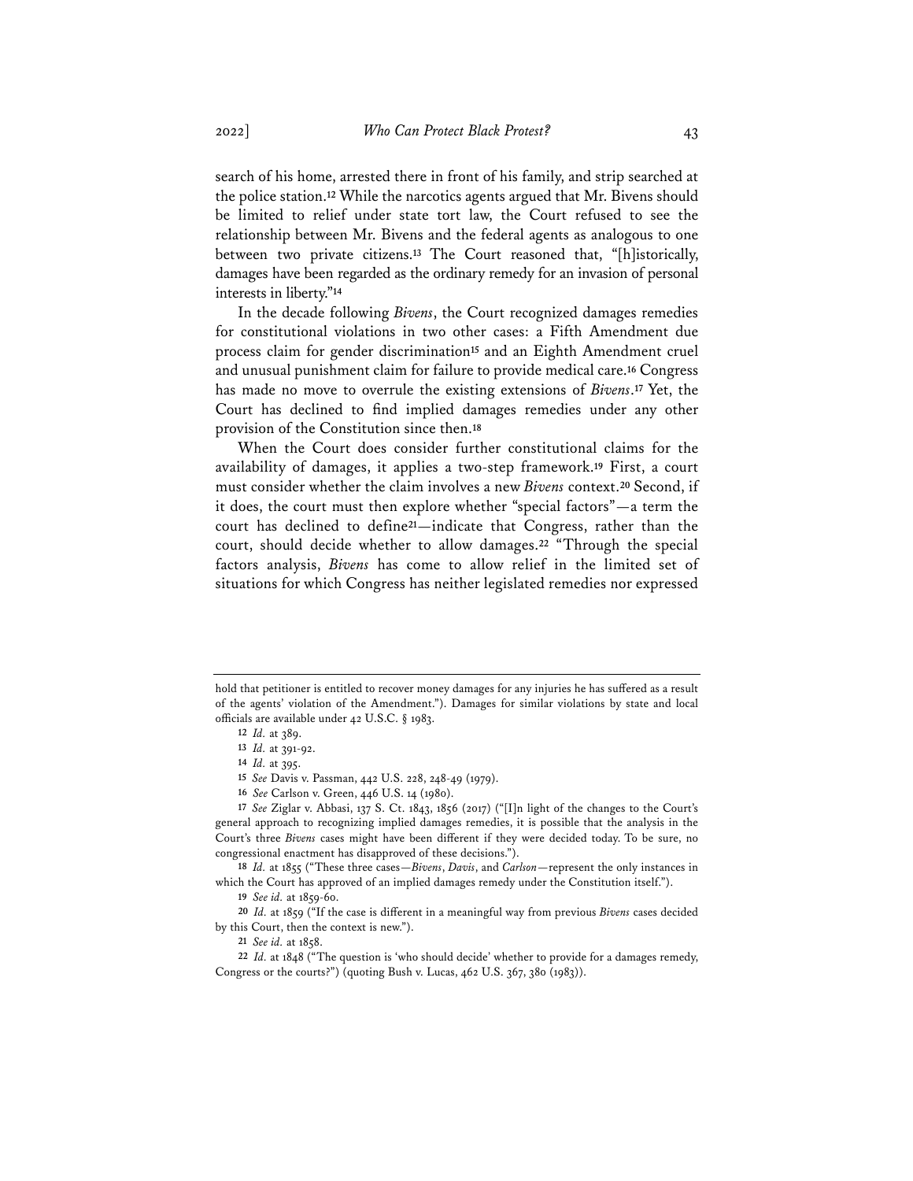search of his home, arrested there in front of his family, and strip searched at the police station.[12] While the narcotics agents argued that Mr. Bivens should be limited to relief under state tort law, the Court refused to see the relationship between Mr. Bivens and the federal agents as analogous to one between two private citizens.[13] The Court reasoned that, "[h]istorically, damages have been regarded as the ordinary remedy for an invasion of personal interests in liberty."[14]

In the decade following *Bivens*, the Court recognized damages remedies for constitutional violations in two other cases: a Fifth Amendment due process claim for gender discrimination[15] and an Eighth Amendment cruel and unusual punishment claim for failure to provide medical care.[16] Congress has made no move to overrule the existing extensions of *Bivens*.[17] Yet, the Court has declined to find implied damages remedies under any other provision of the Constitution since then.[18]

When the Court does consider further constitutional claims for the availability of damages, it applies a two-step framework.[19] First, a court must consider whether the claim involves a new *Bivens* context.[20] Second, if it does, the court must then explore whether "special factors"—a term the court has declined to define[21]—indicate that Congress, rather than the court, should decide whether to allow damages.[22] "Through the special factors analysis, *Bivens* has come to allow relief in the limited set of situations for which Congress has neither legislated remedies nor expressed

---

hold that petitioner is entitled to recover money damages for any injuries he has suffered as a result of the agents' violation of the Amendment."). Damages for similar violations by state and local officials are available under 42 U.S.C. § 1983.

12 *Id.* at 389.

13 *Id.* at 391-92.

14 *Id.* at 395.

15 *See* Davis v. Passman, 442 U.S. 228, 248-49 (1979).

16 *See* Carlson v. Green, 446 U.S. 14 (1980).

17 *See* Ziglar v. Abbasi, 137 S. Ct. 1843, 1856 (2017) ("[I]n light of the changes to the Court's general approach to recognizing implied damages remedies, it is possible that the analysis in the Court's three *Bivens* cases might have been different if they were decided today. To be sure, no congressional enactment has disapproved of these decisions.").

18 *Id.* at 1855 ("These three cases—*Bivens*, *Davis*, and *Carlson*—represent the only instances in which the Court has approved of an implied damages remedy under the Constitution itself.").

19 *See id.* at 1859-60.

20 *Id.* at 1859 ("If the case is different in a meaningful way from previous *Bivens* cases decided by this Court, then the context is new.").

21 *See id.* at 1858.

22 *Id.* at 1848 ("The question is 'who should decide' whether to provide for a damages remedy, Congress or the courts?") (quoting Bush v. Lucas, 462 U.S. 367, 380 (1983)).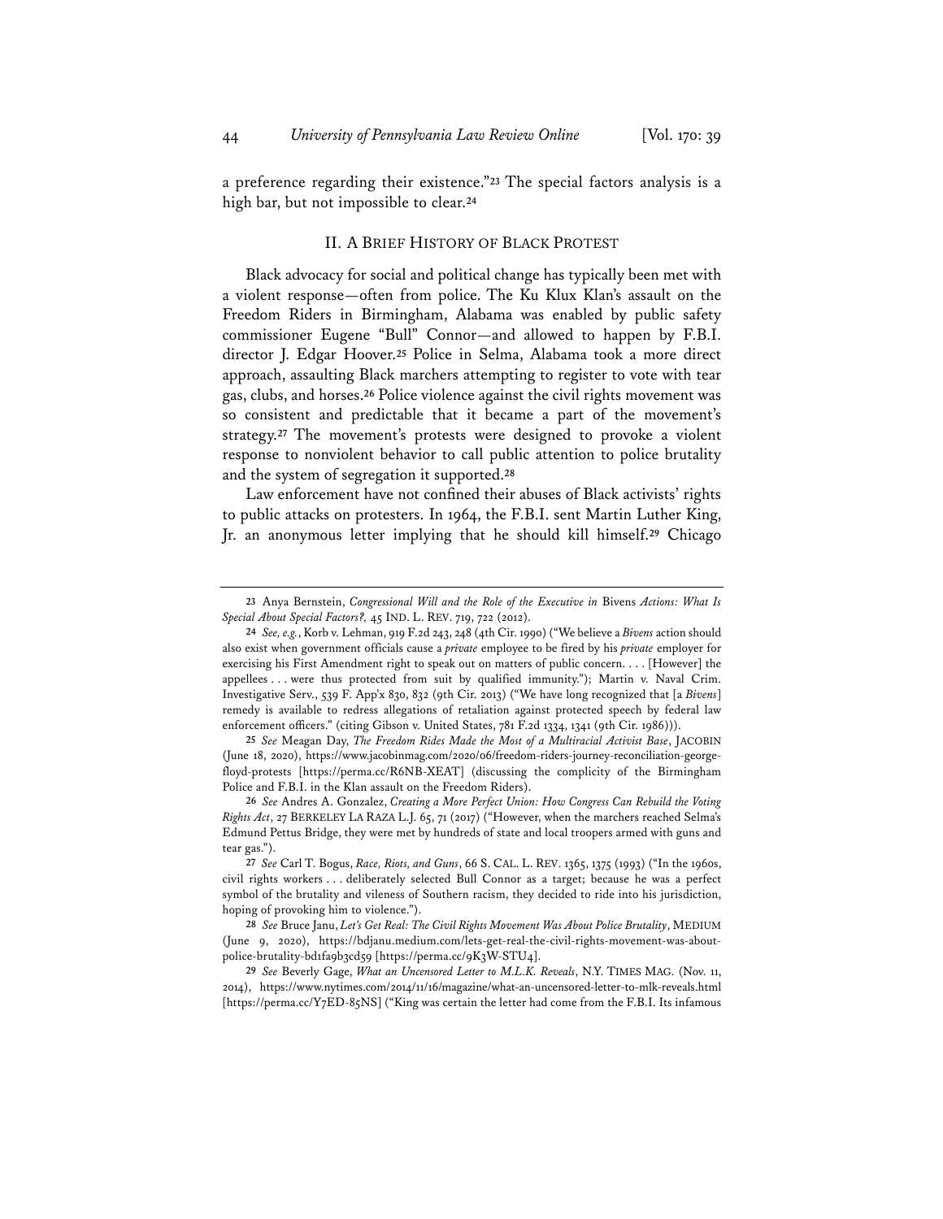a preference regarding their existence."[23] The special factors analysis is a high bar, but not impossible to clear.[24]

## II. A BRIEF HISTORY OF BLACK PROTEST

Black advocacy for social and political change has typically been met with a violent response—often from police. The Ku Klux Klan's assault on the Freedom Riders in Birmingham, Alabama was enabled by public safety commissioner Eugene "Bull" Connor—and allowed to happen by F.B.I. director J. Edgar Hoover.[25] Police in Selma, Alabama took a more direct approach, assaulting Black marchers attempting to register to vote with tear gas, clubs, and horses.[26] Police violence against the civil rights movement was so consistent and predictable that it became a part of the movement's strategy.[27] The movement's protests were designed to provoke a violent response to nonviolent behavior to call public attention to police brutality and the system of segregation it supported.[28]

Law enforcement have not confined their abuses of Black activists' rights to public attacks on protesters. In 1964, the F.B.I. sent Martin Luther King, Jr. an anonymous letter implying that he should kill himself.[29] Chicago

---

23 Anya Bernstein, *Congressional Will and the Role of the Executive in* Bivens *Actions: What Is Special About Special Factors?*, 45 IND. L. REV. 719, 722 (2012).

24 *See, e.g.*, Korb v. Lehman, 919 F.2d 243, 248 (4th Cir. 1990) ("We believe a *Bivens* action should also exist when government officials cause a *private* employee to be fired by his *private* employer for exercising his First Amendment right to speak out on matters of public concern. . . . [However] the appellees . . . were thus protected from suit by qualified immunity."); Martin v. Naval Crim. Investigative Serv., 539 F. App'x 830, 832 (9th Cir. 2013) ("We have long recognized that [a *Bivens*] remedy is available to redress allegations of retaliation against protected speech by federal law enforcement officers." (citing Gibson v. United States, 781 F.2d 1334, 1341 (9th Cir. 1986))).

25 *See* Meagan Day, *The Freedom Rides Made the Most of a Multiracial Activist Base*, JACOBIN (June 18, 2020), https://www.jacobinmag.com/2020/06/freedom-riders-journey-reconciliation-george-floyd-protests [https://perma.cc/R6NB-XEAT] (discussing the complicity of the Birmingham Police and F.B.I. in the Klan assault on the Freedom Riders).

26 *See* Andres A. Gonzalez, *Creating a More Perfect Union: How Congress Can Rebuild the Voting Rights Act*, 27 BERKELEY LA RAZA L.J. 65, 71 (2017) ("However, when the marchers reached Selma's Edmund Pettus Bridge, they were met by hundreds of state and local troopers armed with guns and tear gas.").

27 *See* Carl T. Bogus, *Race, Riots, and Guns*, 66 S. CAL. L. REV. 1365, 1375 (1993) ("In the 1960s, civil rights workers . . . deliberately selected Bull Connor as a target; because he was a perfect symbol of the brutality and vileness of Southern racism, they decided to ride into his jurisdiction, hoping of provoking him to violence.").

28 *See* Bruce Janu, *Let's Get Real: The Civil Rights Movement Was About Police Brutality*, MEDIUM (June 9, 2020), https://bdjanu.medium.com/lets-get-real-the-civil-rights-movement-was-about-police-brutality-bd1fa9b3cd59 [https://perma.cc/9K3W-STU4].

29 *See* Beverly Gage, *What an Uncensored Letter to M.L.K. Reveals*, N.Y. TIMES MAG. (Nov. 11, 2014), https://www.nytimes.com/2014/11/16/magazine/what-an-uncensored-letter-to-mlk-reveals.html [https://perma.cc/Y7ED-85NS] ("King was certain the letter had come from the F.B.I. Its infamous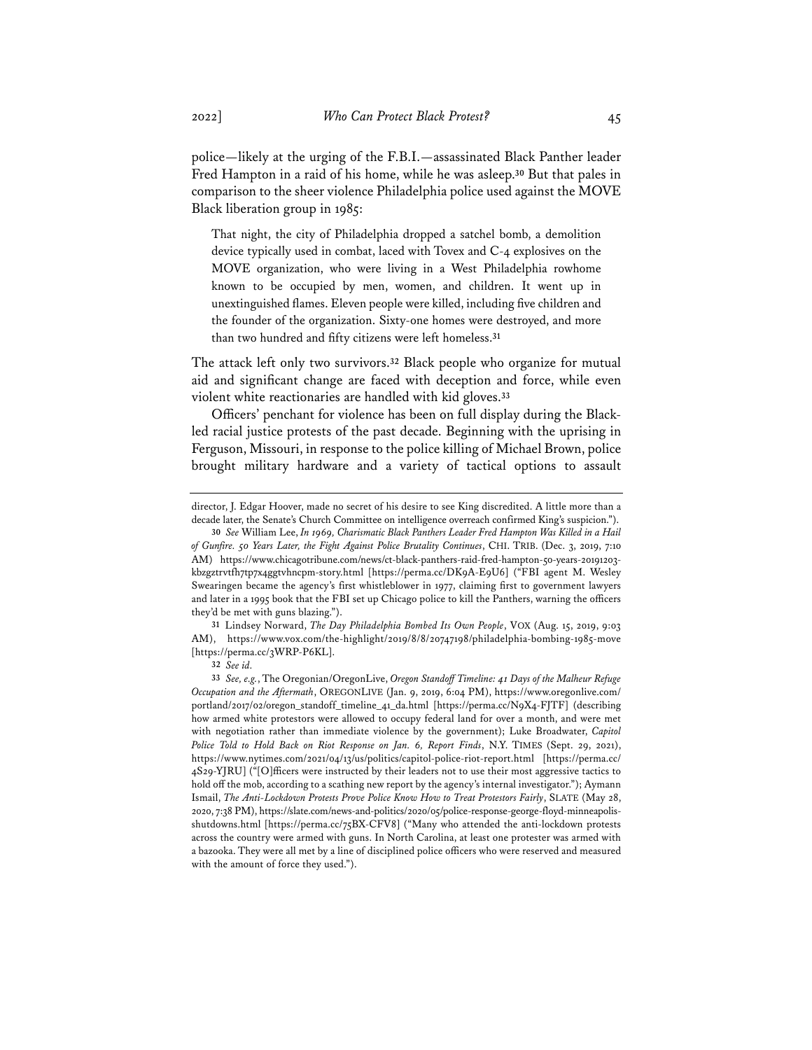police—likely at the urging of the F.B.I.—assassinated Black Panther leader Fred Hampton in a raid of his home, while he was asleep.[30] But that pales in comparison to the sheer violence Philadelphia police used against the MOVE Black liberation group in 1985:

> That night, the city of Philadelphia dropped a satchel bomb, a demolition device typically used in combat, laced with Tovex and C-4 explosives on the MOVE organization, who were living in a West Philadelphia rowhome known to be occupied by men, women, and children. It went up in unextinguished flames. Eleven people were killed, including five children and the founder of the organization. Sixty-one homes were destroyed, and more than two hundred and fifty citizens were left homeless.[31]

The attack left only two survivors.[32] Black people who organize for mutual aid and significant change are faced with deception and force, while even violent white reactionaries are handled with kid gloves.[33]

Officers' penchant for violence has been on full display during the Black-led racial justice protests of the past decade. Beginning with the uprising in Ferguson, Missouri, in response to the police killing of Michael Brown, police brought military hardware and a variety of tactical options to assault

---

director, J. Edgar Hoover, made no secret of his desire to see King discredited. A little more than a decade later, the Senate's Church Committee on intelligence overreach confirmed King's suspicion.").

30 *See* William Lee, *In 1969, Charismatic Black Panthers Leader Fred Hampton Was Killed in a Hail of Gunfire. 50 Years Later, the Fight Against Police Brutality Continues*, CHI. TRIB. (Dec. 3, 2019, 7:10 AM) https://www.chicagotribune.com/news/ct-black-panthers-raid-fred-hampton-50-years-20191203-kbzgztrvtfh7tp7x4ggtvhncpm-story.html [https://perma.cc/DK9A-E9U6] ("FBI agent M. Wesley Swearingen became the agency's first whistleblower in 1977, claiming first to government lawyers and later in a 1995 book that the FBI set up Chicago police to kill the Panthers, warning the officers they'd be met with guns blazing.").

31 Lindsey Norward, *The Day Philadelphia Bombed Its Own People*, VOX (Aug. 15, 2019, 9:03 AM), https://www.vox.com/the-highlight/2019/8/8/20747198/philadelphia-bombing-1985-move [https://perma.cc/3WRP-P6KL].

32 *See id.*

33 *See, e.g.*, The Oregonian/OregonLive, *Oregon Standoff Timeline: 41 Days of the Malheur Refuge Occupation and the Aftermath*, OREGONLIVE (Jan. 9, 2019, 6:04 PM), https://www.oregonlive.com/portland/2017/02/oregon_standoff_timeline_41_da.html [https://perma.cc/N9X4-FJTF] (describing how armed white protestors were allowed to occupy federal land for over a month, and were met with negotiation rather than immediate violence by the government); Luke Broadwater, *Capitol Police Told to Hold Back on Riot Response on Jan. 6, Report Finds*, N.Y. TIMES (Sept. 29, 2021), https://www.nytimes.com/2021/04/13/us/politics/capitol-police-riot-report.html [https://perma.cc/4S29-YJRU] ("[O]fficers were instructed by their leaders not to use their most aggressive tactics to hold off the mob, according to a scathing new report by the agency's internal investigator."); Aymann Ismail, *The Anti-Lockdown Protests Prove Police Know How to Treat Protestors Fairly*, SLATE (May 28, 2020, 7:38 PM), https://slate.com/news-and-politics/2020/05/police-response-george-floyd-minneapolis-shutdowns.html [https://perma.cc/75BX-CFV8] ("Many who attended the anti-lockdown protests across the country were armed with guns. In North Carolina, at least one protester was armed with a bazooka. They were all met by a line of disciplined police officers who were reserved and measured with the amount of force they used.").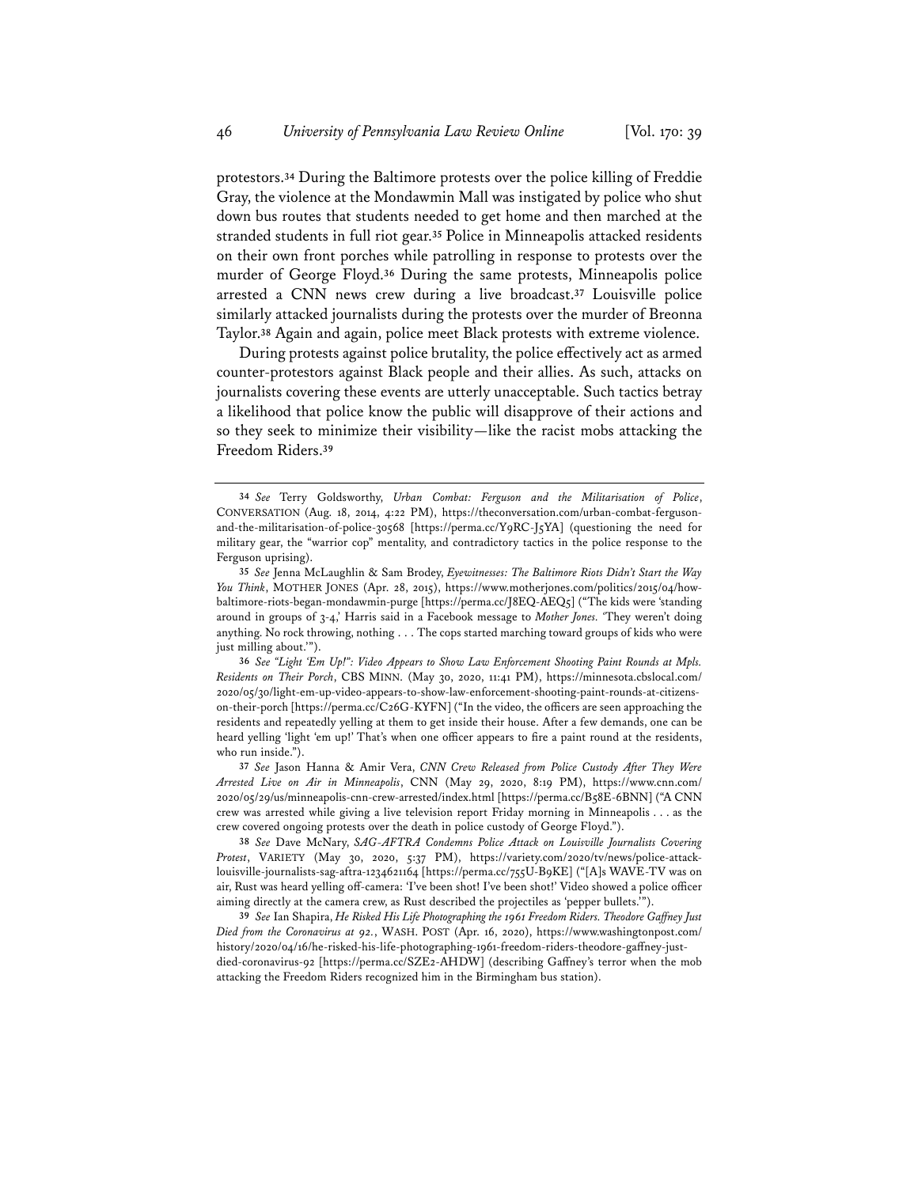protestors.[34] During the Baltimore protests over the police killing of Freddie Gray, the violence at the Mondawmin Mall was instigated by police who shut down bus routes that students needed to get home and then marched at the stranded students in full riot gear.[35] Police in Minneapolis attacked residents on their own front porches while patrolling in response to protests over the murder of George Floyd.[36] During the same protests, Minneapolis police arrested a CNN news crew during a live broadcast.[37] Louisville police similarly attacked journalists during the protests over the murder of Breonna Taylor.[38] Again and again, police meet Black protests with extreme violence.

During protests against police brutality, the police effectively act as armed counter-protestors against Black people and their allies. As such, attacks on journalists covering these events are utterly unacceptable. Such tactics betray a likelihood that police know the public will disapprove of their actions and so they seek to minimize their visibility—like the racist mobs attacking the Freedom Riders.[39]

---

[34] *See* Terry Goldsworthy, *Urban Combat: Ferguson and the Militarisation of Police*, CONVERSATION (Aug. 18, 2014, 4:22 PM), https://theconversation.com/urban-combat-ferguson-and-the-militarisation-of-police-30568 [https://perma.cc/Y9RC-J5YA] (questioning the need for military gear, the "warrior cop" mentality, and contradictory tactics in the police response to the Ferguson uprising).

[35] *See* Jenna McLaughlin & Sam Brodey, *Eyewitnesses: The Baltimore Riots Didn't Start the Way You Think*, MOTHER JONES (Apr. 28, 2015), https://www.motherjones.com/politics/2015/04/how-baltimore-riots-began-mondawmin-purge [https://perma.cc/J8EQ-AEQ5] ("The kids were 'standing around in groups of 3-4,' Harris said in a Facebook message to *Mother Jones*. 'They weren't doing anything. No rock throwing, nothing . . . The cops started marching toward groups of kids who were just milling about.'").

[36] *See "Light 'Em Up!": Video Appears to Show Law Enforcement Shooting Paint Rounds at Mpls. Residents on Their Porch*, CBS MINN. (May 30, 2020, 11:41 PM), https://minnesota.cbslocal.com/2020/05/30/light-em-up-video-appears-to-show-law-enforcement-shooting-paint-rounds-at-citizens-on-their-porch [https://perma.cc/C26G-KYFN] ("In the video, the officers are seen approaching the residents and repeatedly yelling at them to get inside their house. After a few demands, one can be heard yelling 'light 'em up!' That's when one officer appears to fire a paint round at the residents, who run inside.").

[37] *See* Jason Hanna & Amir Vera, *CNN Crew Released from Police Custody After They Were Arrested Live on Air in Minneapolis*, CNN (May 29, 2020, 8:19 PM), https://www.cnn.com/2020/05/29/us/minneapolis-cnn-crew-arrested/index.html [https://perma.cc/B58E-6BNN] ("A CNN crew was arrested while giving a live television report Friday morning in Minneapolis . . . as the crew covered ongoing protests over the death in police custody of George Floyd.").

[38] *See* Dave McNary, *SAG-AFTRA Condemns Police Attack on Louisville Journalists Covering Protest*, VARIETY (May 30, 2020, 5:37 PM), https://variety.com/2020/tv/news/police-attack-louisville-journalists-sag-aftra-1234621164 [https://perma.cc/755U-B9KE] ("[A]s WAVE-TV was on air, Rust was heard yelling off-camera: 'I've been shot! I've been shot!' Video showed a police officer aiming directly at the camera crew, as Rust described the projectiles as 'pepper bullets.'").

[39] *See* Ian Shapira, *He Risked His Life Photographing the 1961 Freedom Riders. Theodore Gaffney Just Died from the Coronavirus at 92.*, WASH. POST (Apr. 16, 2020), https://www.washingtonpost.com/history/2020/04/16/he-risked-his-life-photographing-1961-freedom-riders-theodore-gaffney-just-died-coronavirus-92 [https://perma.cc/SZE2-AHDW] (describing Gaffney's terror when the mob attacking the Freedom Riders recognized him in the Birmingham bus station).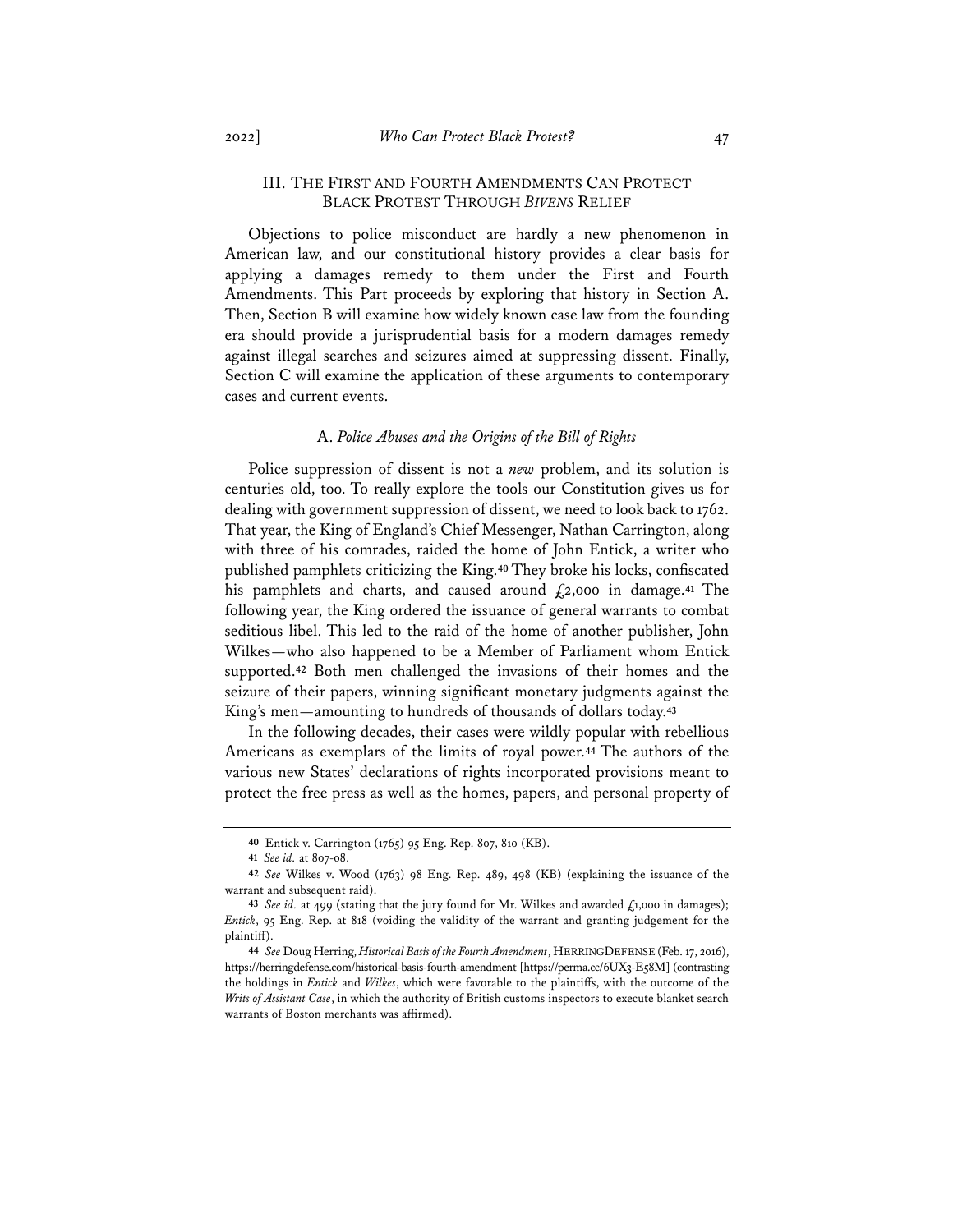## III. THE FIRST AND FOURTH AMENDMENTS CAN PROTECT BLACK PROTEST THROUGH *BIVENS* RELIEF

Objections to police misconduct are hardly a new phenomenon in American law, and our constitutional history provides a clear basis for applying a damages remedy to them under the First and Fourth Amendments. This Part proceeds by exploring that history in Section A. Then, Section B will examine how widely known case law from the founding era should provide a jurisprudential basis for a modern damages remedy against illegal searches and seizures aimed at suppressing dissent. Finally, Section C will examine the application of these arguments to contemporary cases and current events.

### A. *Police Abuses and the Origins of the Bill of Rights*

Police suppression of dissent is not a *new* problem, and its solution is centuries old, too. To really explore the tools our Constitution gives us for dealing with government suppression of dissent, we need to look back to 1762. That year, the King of England's Chief Messenger, Nathan Carrington, along with three of his comrades, raided the home of John Entick, a writer who published pamphlets criticizing the King.[40] They broke his locks, confiscated his pamphlets and charts, and caused around £2,000 in damage.[41] The following year, the King ordered the issuance of general warrants to combat seditious libel. This led to the raid of the home of another publisher, John Wilkes—who also happened to be a Member of Parliament whom Entick supported.[42] Both men challenged the invasions of their homes and the seizure of their papers, winning significant monetary judgments against the King's men—amounting to hundreds of thousands of dollars today.[43]

In the following decades, their cases were wildly popular with rebellious Americans as exemplars of the limits of royal power.[44] The authors of the various new States' declarations of rights incorporated provisions meant to protect the free press as well as the homes, papers, and personal property of

---

40 Entick v. Carrington (1765) 95 Eng. Rep. 807, 810 (KB).

41 *See id.* at 807-08.

42 *See* Wilkes v. Wood (1763) 98 Eng. Rep. 489, 498 (KB) (explaining the issuance of the warrant and subsequent raid).

43 *See id.* at 499 (stating that the jury found for Mr. Wilkes and awarded £1,000 in damages); *Entick*, 95 Eng. Rep. at 818 (voiding the validity of the warrant and granting judgement for the plaintiff).

44 *See* Doug Herring, *Historical Basis of the Fourth Amendment*, HERRINGDEFENSE (Feb. 17, 2016), https://herringdefense.com/historical-basis-fourth-amendment [https://perma.cc/6UX3-E58M] (contrasting the holdings in *Entick* and *Wilkes*, which were favorable to the plaintiffs, with the outcome of the *Writs of Assistant Case*, in which the authority of British customs inspectors to execute blanket search warrants of Boston merchants was affirmed).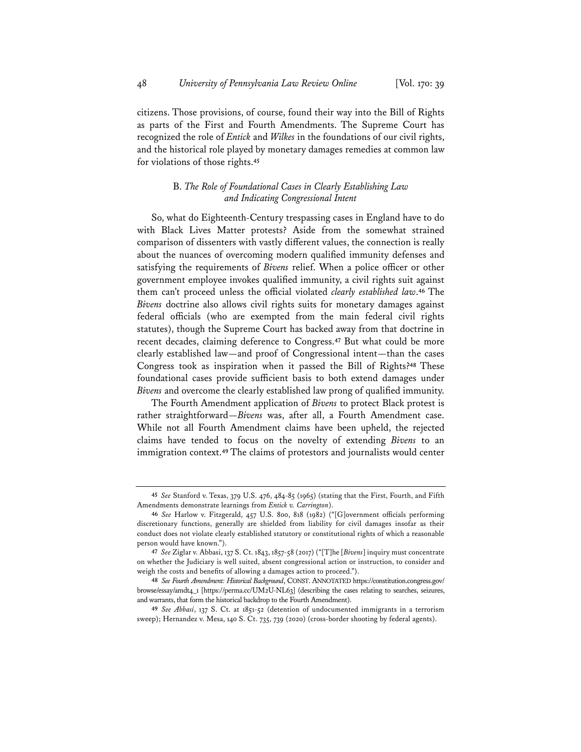citizens. Those provisions, of course, found their way into the Bill of Rights as parts of the First and Fourth Amendments. The Supreme Court has recognized the role of *Entick* and *Wilkes* in the foundations of our civil rights, and the historical role played by monetary damages remedies at common law for violations of those rights.[45]

### B. *The Role of Foundational Cases in Clearly Establishing Law and Indicating Congressional Intent*

So, what do Eighteenth-Century trespassing cases in England have to do with Black Lives Matter protests? Aside from the somewhat strained comparison of dissenters with vastly different values, the connection is really about the nuances of overcoming modern qualified immunity defenses and satisfying the requirements of *Bivens* relief. When a police officer or other government employee invokes qualified immunity, a civil rights suit against them can't proceed unless the official violated *clearly established law*.[46] The *Bivens* doctrine also allows civil rights suits for monetary damages against federal officials (who are exempted from the main federal civil rights statutes), though the Supreme Court has backed away from that doctrine in recent decades, claiming deference to Congress.[47] But what could be more clearly established law—and proof of Congressional intent—than the cases Congress took as inspiration when it passed the Bill of Rights?[48] These foundational cases provide sufficient basis to both extend damages under *Bivens* and overcome the clearly established law prong of qualified immunity.

The Fourth Amendment application of *Bivens* to protect Black protest is rather straightforward—*Bivens* was, after all, a Fourth Amendment case. While not all Fourth Amendment claims have been upheld, the rejected claims have tended to focus on the novelty of extending *Bivens* to an immigration context.[49] The claims of protestors and journalists would center

---

45 *See* Stanford v. Texas, 379 U.S. 476, 484-85 (1965) (stating that the First, Fourth, and Fifth Amendments demonstrate learnings from *Entick v. Carrington*).

46 *See* Harlow v. Fitzgerald, 457 U.S. 800, 818 (1982) ("[G]overnment officials performing discretionary functions, generally are shielded from liability for civil damages insofar as their conduct does not violate clearly established statutory or constitutional rights of which a reasonable person would have known.").

47 *See* Ziglar v. Abbasi, 137 S. Ct. 1843, 1857-58 (2017) ("[T]he [*Bivens*] inquiry must concentrate on whether the Judiciary is well suited, absent congressional action or instruction, to consider and weigh the costs and benefits of allowing a damages action to proceed.").

48 *See Fourth Amendment: Historical Background*, CONST. ANNOTATED https://constitution.congress.gov/browse/essay/amdt4_1 [https://perma.cc/UM2U-NL63] (describing the cases relating to searches, seizures, and warrants, that form the historical backdrop to the Fourth Amendment).

49 *See Abbasi*, 137 S. Ct. at 1851-52 (detention of undocumented immigrants in a terrorism sweep); Hernandez v. Mesa, 140 S. Ct. 735, 739 (2020) (cross-border shooting by federal agents).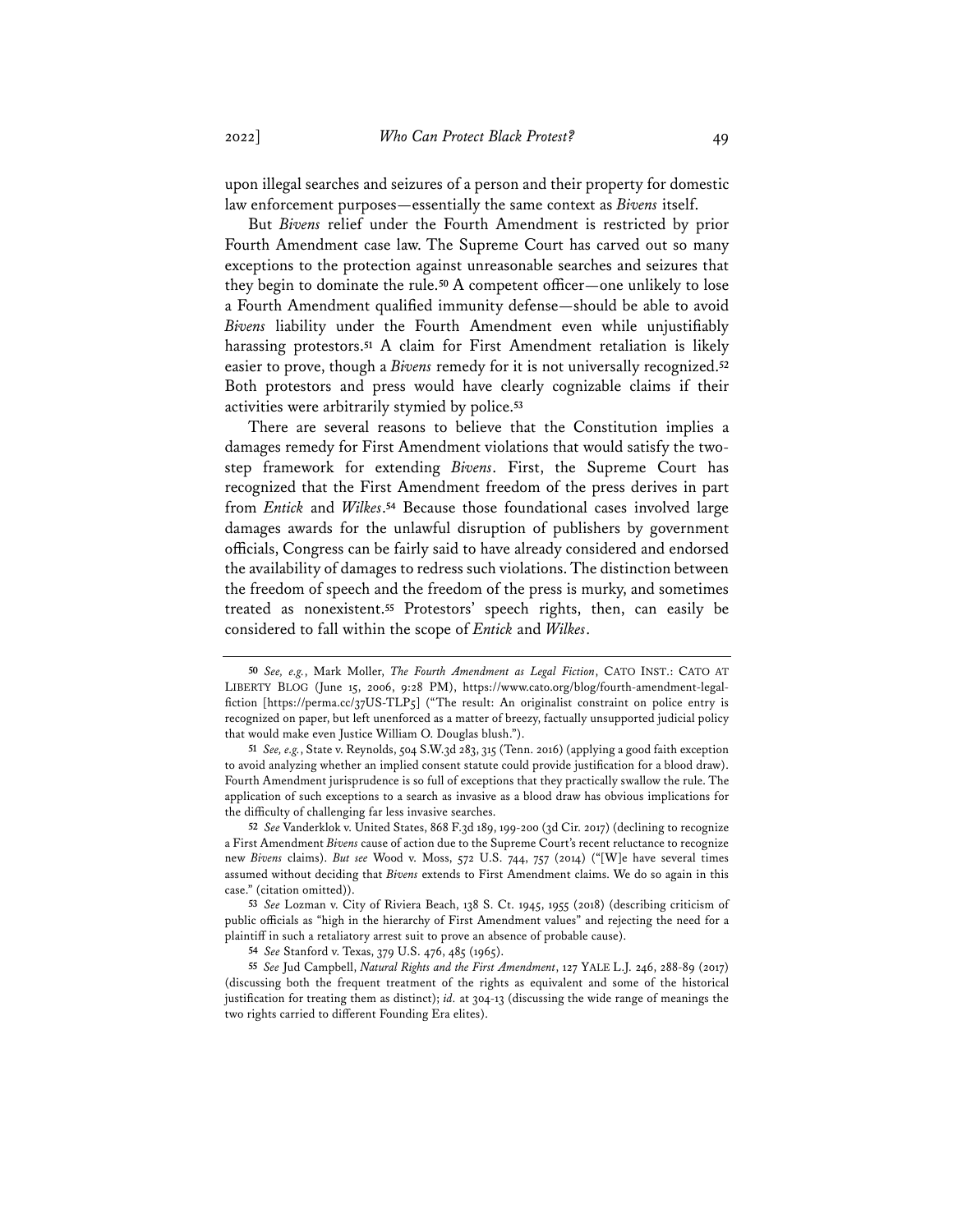upon illegal searches and seizures of a person and their property for domestic law enforcement purposes—essentially the same context as *Bivens* itself.

But *Bivens* relief under the Fourth Amendment is restricted by prior Fourth Amendment case law. The Supreme Court has carved out so many exceptions to the protection against unreasonable searches and seizures that they begin to dominate the rule.[50] A competent officer—one unlikely to lose a Fourth Amendment qualified immunity defense—should be able to avoid *Bivens* liability under the Fourth Amendment even while unjustifiably harassing protestors.[51] A claim for First Amendment retaliation is likely easier to prove, though a *Bivens* remedy for it is not universally recognized.[52] Both protestors and press would have clearly cognizable claims if their activities were arbitrarily stymied by police.[53]

There are several reasons to believe that the Constitution implies a damages remedy for First Amendment violations that would satisfy the two-step framework for extending *Bivens*. First, the Supreme Court has recognized that the First Amendment freedom of the press derives in part from *Entick* and *Wilkes*.[54] Because those foundational cases involved large damages awards for the unlawful disruption of publishers by government officials, Congress can be fairly said to have already considered and endorsed the availability of damages to redress such violations. The distinction between the freedom of speech and the freedom of the press is murky, and sometimes treated as nonexistent.[55] Protestors' speech rights, then, can easily be considered to fall within the scope of *Entick* and *Wilkes*.

---

50 *See, e.g.*, Mark Moller, *The Fourth Amendment as Legal Fiction*, CATO INST.: CATO AT LIBERTY BLOG (June 15, 2006, 9:28 PM), https://www.cato.org/blog/fourth-amendment-legal-fiction [https://perma.cc/37US-TLP5] ("The result: An originalist constraint on police entry is recognized on paper, but left unenforced as a matter of breezy, factually unsupported judicial policy that would make even Justice William O. Douglas blush.").

51 *See, e.g.*, State v. Reynolds, 504 S.W.3d 283, 315 (Tenn. 2016) (applying a good faith exception to avoid analyzing whether an implied consent statute could provide justification for a blood draw). Fourth Amendment jurisprudence is so full of exceptions that they practically swallow the rule. The application of such exceptions to a search as invasive as a blood draw has obvious implications for the difficulty of challenging far less invasive searches.

52 *See* Vanderklok v. United States, 868 F.3d 189, 199-200 (3d Cir. 2017) (declining to recognize a First Amendment *Bivens* cause of action due to the Supreme Court's recent reluctance to recognize new *Bivens* claims). *But see* Wood v. Moss, 572 U.S. 744, 757 (2014) ("[W]e have several times assumed without deciding that *Bivens* extends to First Amendment claims. We do so again in this case." (citation omitted)).

53 *See* Lozman v. City of Riviera Beach, 138 S. Ct. 1945, 1955 (2018) (describing criticism of public officials as "high in the hierarchy of First Amendment values" and rejecting the need for a plaintiff in such a retaliatory arrest suit to prove an absence of probable cause).

54 *See* Stanford v. Texas, 379 U.S. 476, 485 (1965).

55 *See* Jud Campbell, *Natural Rights and the First Amendment*, 127 YALE L.J. 246, 288-89 (2017) (discussing both the frequent treatment of the rights as equivalent and some of the historical justification for treating them as distinct); *id.* at 304-13 (discussing the wide range of meanings the two rights carried to different Founding Era elites).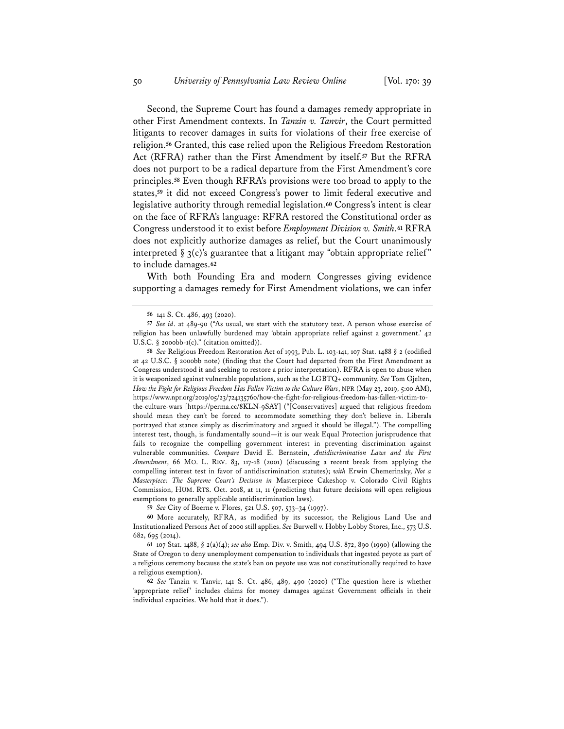Second, the Supreme Court has found a damages remedy appropriate in other First Amendment contexts. In *Tanzin v. Tanvir*, the Court permitted litigants to recover damages in suits for violations of their free exercise of religion.[56] Granted, this case relied upon the Religious Freedom Restoration Act (RFRA) rather than the First Amendment by itself.[57] But the RFRA does not purport to be a radical departure from the First Amendment's core principles.[58] Even though RFRA's provisions were too broad to apply to the states,[59] it did not exceed Congress's power to limit federal executive and legislative authority through remedial legislation.[60] Congress's intent is clear on the face of RFRA's language: RFRA restored the Constitutional order as Congress understood it to exist before *Employment Division v. Smith*.[61] RFRA does not explicitly authorize damages as relief, but the Court unanimously interpreted § 3(c)'s guarantee that a litigant may "obtain appropriate relief" to include damages.[62]

With both Founding Era and modern Congresses giving evidence supporting a damages remedy for First Amendment violations, we can infer

---

56 141 S. Ct. 486, 493 (2020).

57 *See id*. at 489-90 ("As usual, we start with the statutory text. A person whose exercise of religion has been unlawfully burdened may 'obtain appropriate relief against a government.' 42 U.S.C. § 2000bb-1(c)." (citation omitted)).

58 *See* Religious Freedom Restoration Act of 1993, Pub. L. 103-141, 107 Stat. 1488 § 2 (codified at 42 U.S.C. § 2000bb note) (finding that the Court had departed from the First Amendment as Congress understood it and seeking to restore a prior interpretation). RFRA is open to abuse when it is weaponized against vulnerable populations, such as the LGBTQ+ community. *See* Tom Gjelten, *How the Fight for Religious Freedom Has Fallen Victim to the Culture Wars*, NPR (May 23, 2019, 5:00 AM), https://www.npr.org/2019/05/23/724135760/how-the-fight-for-religious-freedom-has-fallen-victim-to-the-culture-wars [https://perma.cc/8KLN-9SAY] ("[Conservatives] argued that religious freedom should mean they can't be forced to accommodate something they don't believe in. Liberals portrayed that stance simply as discriminatory and argued it should be illegal."). The compelling interest test, though, is fundamentally sound—it is our weak Equal Protection jurisprudence that fails to recognize the compelling government interest in preventing discrimination against vulnerable communities. *Compare* David E. Bernstein, *Antidiscrimination Laws and the First Amendment*, 66 MO. L. REV. 83, 117-18 (2001) (discussing a recent break from applying the compelling interest test in favor of antidiscrimination statutes); *with* Erwin Chemerinsky, *Not a Masterpiece: The Supreme Court's Decision in* Masterpiece Cakeshop v. Colorado Civil Rights Commission, HUM. RTS. Oct. 2018, at 11, 11 (predicting that future decisions will open religious exemptions to generally applicable antidiscrimination laws).

59 *See* City of Boerne v. Flores, 521 U.S. 507, 533–34 (1997).

60 More accurately, RFRA, as modified by its successor, the Religious Land Use and Institutionalized Persons Act of 2000 still applies. *See* Burwell v. Hobby Lobby Stores, Inc., 573 U.S. 682, 695 (2014).

61 107 Stat. 1488, § 2(a)(4); *see also* Emp. Div. v. Smith, 494 U.S. 872, 890 (1990) (allowing the State of Oregon to deny unemployment compensation to individuals that ingested peyote as part of a religious ceremony because the state's ban on peyote use was not constitutionally required to have a religious exemption).

62 *See* Tanzin v. Tanvir, 141 S. Ct. 486, 489, 490 (2020) ("The question here is whether 'appropriate relief' includes claims for money damages against Government officials in their individual capacities. We hold that it does.").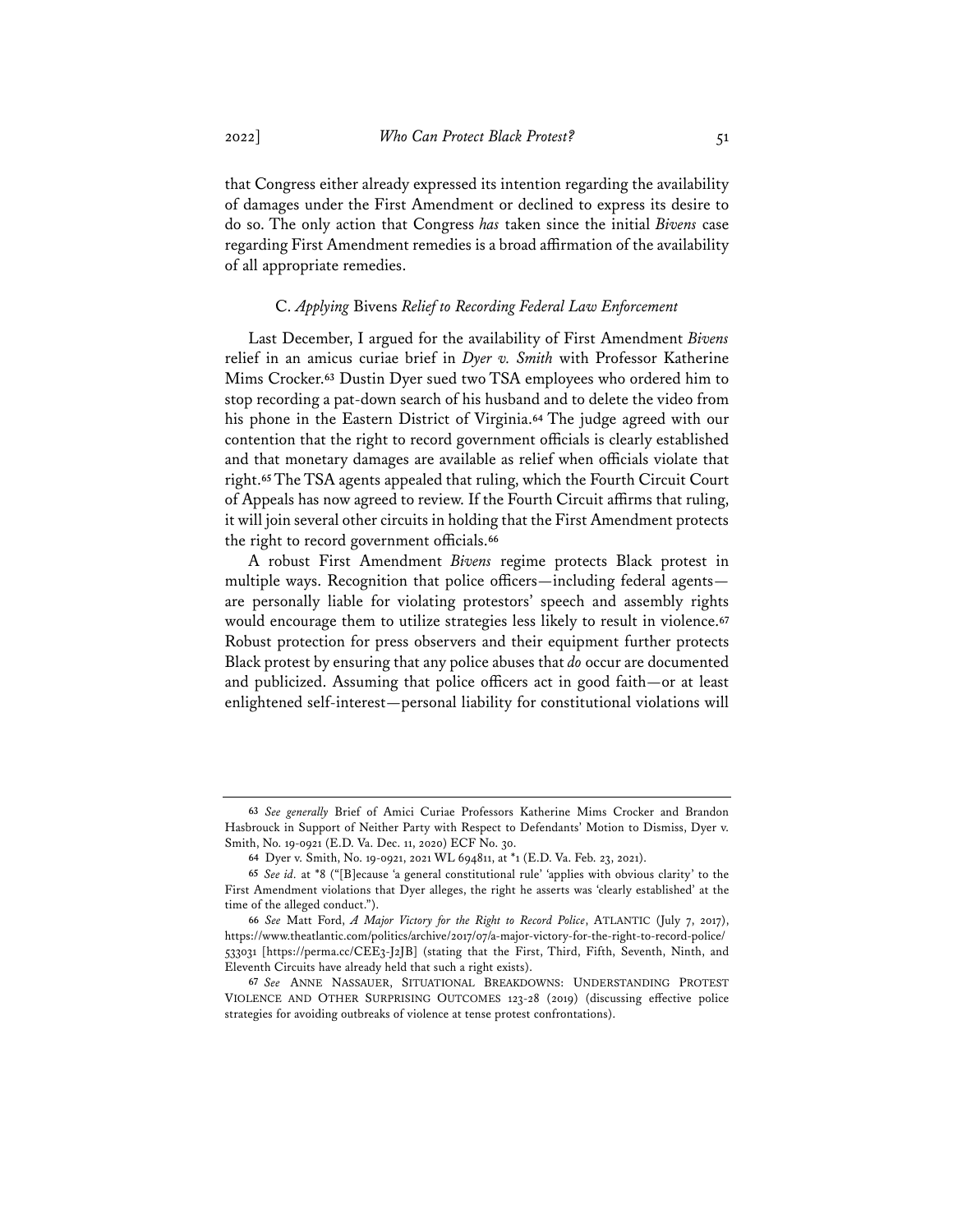that Congress either already expressed its intention regarding the availability of damages under the First Amendment or declined to express its desire to do so. The only action that Congress *has* taken since the initial *Bivens* case regarding First Amendment remedies is a broad affirmation of the availability of all appropriate remedies.

### C. *Applying* Bivens *Relief to Recording Federal Law Enforcement*

Last December, I argued for the availability of First Amendment *Bivens* relief in an amicus curiae brief in *Dyer v. Smith* with Professor Katherine Mims Crocker.[63] Dustin Dyer sued two TSA employees who ordered him to stop recording a pat-down search of his husband and to delete the video from his phone in the Eastern District of Virginia.[64] The judge agreed with our contention that the right to record government officials is clearly established and that monetary damages are available as relief when officials violate that right.[65] The TSA agents appealed that ruling, which the Fourth Circuit Court of Appeals has now agreed to review. If the Fourth Circuit affirms that ruling, it will join several other circuits in holding that the First Amendment protects the right to record government officials.[66]

A robust First Amendment *Bivens* regime protects Black protest in multiple ways. Recognition that police officers—including federal agents—are personally liable for violating protestors' speech and assembly rights would encourage them to utilize strategies less likely to result in violence.[67] Robust protection for press observers and their equipment further protects Black protest by ensuring that any police abuses that *do* occur are documented and publicized. Assuming that police officers act in good faith—or at least enlightened self-interest—personal liability for constitutional violations will

---

63 *See generally* Brief of Amici Curiae Professors Katherine Mims Crocker and Brandon Hasbrouck in Support of Neither Party with Respect to Defendants' Motion to Dismiss, Dyer v. Smith, No. 19-0921 (E.D. Va. Dec. 11, 2020) ECF No. 30.

64 Dyer v. Smith, No. 19-0921, 2021 WL 694811, at *1 (E.D. Va. Feb. 23, 2021).

65 *See id.* at *8 ("[B]ecause 'a general constitutional rule' 'applies with obvious clarity' to the First Amendment violations that Dyer alleges, the right he asserts was 'clearly established' at the time of the alleged conduct.").

66 *See* Matt Ford, *A Major Victory for the Right to Record Police*, ATLANTIC (July 7, 2017), https://www.theatlantic.com/politics/archive/2017/07/a-major-victory-for-the-right-to-record-police/533031 [https://perma.cc/CEE3-J2JB] (stating that the First, Third, Fifth, Seventh, Ninth, and Eleventh Circuits have already held that such a right exists).

67 *See* ANNE NASSAUER, SITUATIONAL BREAKDOWNS: UNDERSTANDING PROTEST VIOLENCE AND OTHER SURPRISING OUTCOMES 123-28 (2019) (discussing effective police strategies for avoiding outbreaks of violence at tense protest confrontations).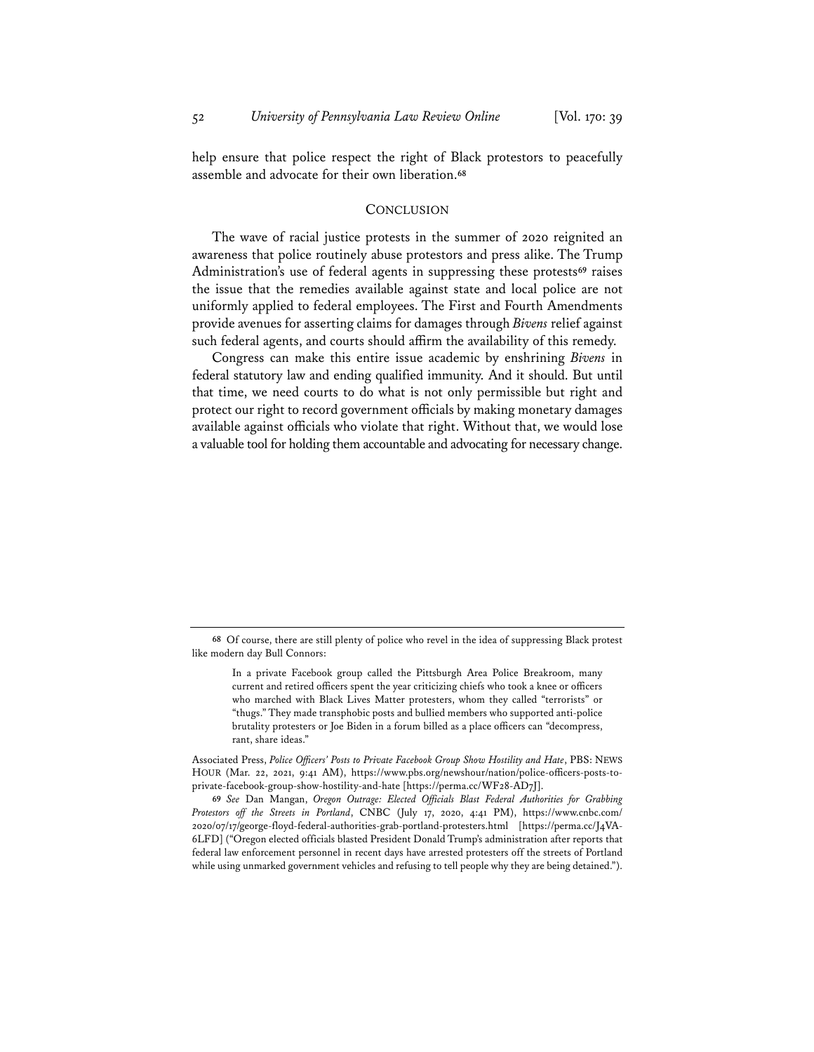help ensure that police respect the right of Black protestors to peacefully assemble and advocate for their own liberation.[68]

## CONCLUSION

The wave of racial justice protests in the summer of 2020 reignited an awareness that police routinely abuse protestors and press alike. The Trump Administration's use of federal agents in suppressing these protests[69] raises the issue that the remedies available against state and local police are not uniformly applied to federal employees. The First and Fourth Amendments provide avenues for asserting claims for damages through *Bivens* relief against such federal agents, and courts should affirm the availability of this remedy.

Congress can make this entire issue academic by enshrining *Bivens* in federal statutory law and ending qualified immunity. And it should. But until that time, we need courts to do what is not only permissible but right and protect our right to record government officials by making monetary damages available against officials who violate that right. Without that, we would lose a valuable tool for holding them accountable and advocating for necessary change.

---

[68] Of course, there are still plenty of police who revel in the idea of suppressing Black protest like modern day Bull Connors:

> In a private Facebook group called the Pittsburgh Area Police Breakroom, many current and retired officers spent the year criticizing chiefs who took a knee or officers who marched with Black Lives Matter protesters, whom they called "terrorists" or "thugs." They made transphobic posts and bullied members who supported anti-police brutality protesters or Joe Biden in a forum billed as a place officers can "decompress, rant, share ideas."

Associated Press, *Police Officers' Posts to Private Facebook Group Show Hostility and Hate*, PBS: NEWS HOUR (Mar. 22, 2021, 9:41 AM), https://www.pbs.org/newshour/nation/police-officers-posts-to-private-facebook-group-show-hostility-and-hate [https://perma.cc/WF28-AD7J].

[69] *See* Dan Mangan, *Oregon Outrage: Elected Officials Blast Federal Authorities for Grabbing Protestors off the Streets in Portland*, CNBC (July 17, 2020, 4:41 PM), https://www.cnbc.com/2020/07/17/george-floyd-federal-authorities-grab-portland-protesters.html [https://perma.cc/J4VA-6LFD] ("Oregon elected officials blasted President Donald Trump's administration after reports that federal law enforcement personnel in recent days have arrested protesters off the streets of Portland while using unmarked government vehicles and refusing to tell people why they are being detained.").